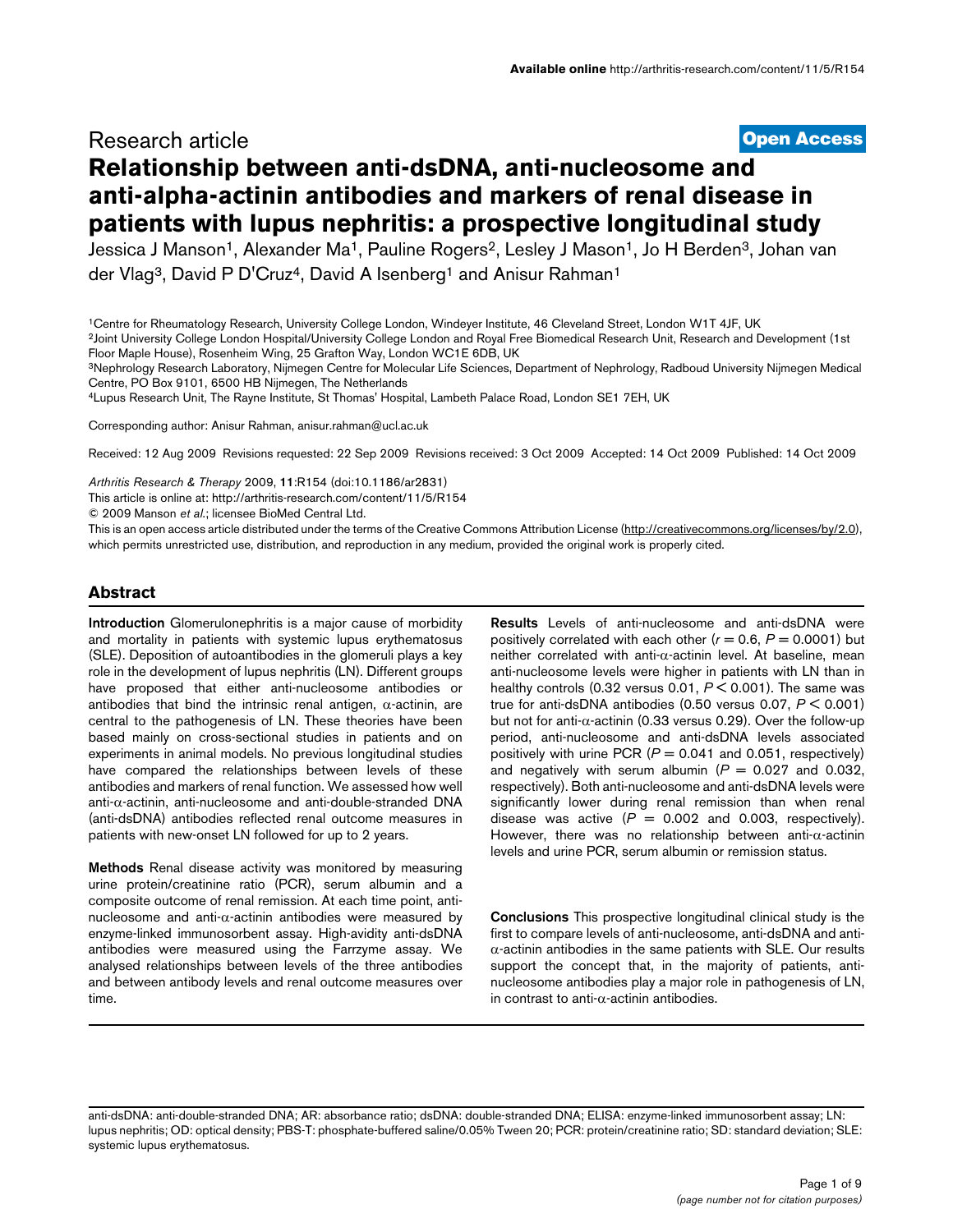Research article

**Open Access**

# Relationship between anti-dsDNA, anti-nucleosome and anti-alpha-actinin antibodies and markers of renal disease in patients with lupus nephritis: a prospective longitudinal study

Jessica J Manson[1], Alexander Ma[1], Pauline Rogers[2], Lesley J Mason[1], Jo H Berden[3], Johan van der Vlag[3], David P D'Cruz[4], David A Isenberg[1] and Anisur Rahman[1]

[1]Centre for Rheumatology Research, University College London, Windeyer Institute, 46 Cleveland Street, London W1T 4JF, UK
[2]Joint University College London Hospital/University College London and Royal Free Biomedical Research Unit, Research and Development (1st Floor Maple House), Rosenheim Wing, 25 Grafton Way, London WC1E 6DB, UK
[3]Nephrology Research Laboratory, Nijmegen Centre for Molecular Life Sciences, Department of Nephrology, Radboud University Nijmegen Medical Centre, PO Box 9101, 6500 HB Nijmegen, The Netherlands
[4]Lupus Research Unit, The Rayne Institute, St Thomas' Hospital, Lambeth Palace Road, London SE1 7EH, UK

Corresponding author: Anisur Rahman, anisur.rahman@ucl.ac.uk

Received: 12 Aug 2009 Revisions requested: 22 Sep 2009 Revisions received: 3 Oct 2009 Accepted: 14 Oct 2009 Published: 14 Oct 2009

*Arthritis Research & Therapy* 2009, **11**:R154 (doi:10.1186/ar2831)
This article is online at: http://arthritis-research.com/content/11/5/R154
© 2009 Manson *et al*.; licensee BioMed Central Ltd.
This is an open access article distributed under the terms of the Creative Commons Attribution License (http://creativecommons.org/licenses/by/2.0), which permits unrestricted use, distribution, and reproduction in any medium, provided the original work is properly cited.

## Abstract

**Introduction** Glomerulonephritis is a major cause of morbidity and mortality in patients with systemic lupus erythematosus (SLE). Deposition of autoantibodies in the glomeruli plays a key role in the development of lupus nephritis (LN). Different groups have proposed that either anti-nucleosome antibodies or antibodies that bind the intrinsic renal antigen, α-actinin, are central to the pathogenesis of LN. These theories have been based mainly on cross-sectional studies in patients and on experiments in animal models. No previous longitudinal studies have compared the relationships between levels of these antibodies and markers of renal function. We assessed how well anti-α-actinin, anti-nucleosome and anti-double-stranded DNA (anti-dsDNA) antibodies reflected renal outcome measures in patients with new-onset LN followed for up to 2 years.

**Methods** Renal disease activity was monitored by measuring urine protein/creatinine ratio (PCR), serum albumin and a composite outcome of renal remission. At each time point, anti-nucleosome and anti-α-actinin antibodies were measured by enzyme-linked immunosorbent assay. High-avidity anti-dsDNA antibodies were measured using the Farrzyme assay. We analysed relationships between levels of the three antibodies and between antibody levels and renal outcome measures over time.

**Results** Levels of anti-nucleosome and anti-dsDNA were positively correlated with each other ($r = 0.6$, $P = 0.0001$) but neither correlated with anti-α-actinin level. At baseline, mean anti-nucleosome levels were higher in patients with LN than in healthy controls (0.32 versus 0.01, $P < 0.001$). The same was true for anti-dsDNA antibodies (0.50 versus 0.07, $P < 0.001$) but not for anti-α-actinin (0.33 versus 0.29). Over the follow-up period, anti-nucleosome and anti-dsDNA levels associated positively with urine PCR ($P = 0.041$ and 0.051, respectively) and negatively with serum albumin ($P = 0.027$ and 0.032, respectively). Both anti-nucleosome and anti-dsDNA levels were significantly lower during renal remission than when renal disease was active ($P = 0.002$ and 0.003, respectively). However, there was no relationship between anti-α-actinin levels and urine PCR, serum albumin or remission status.

**Conclusions** This prospective longitudinal clinical study is the first to compare levels of anti-nucleosome, anti-dsDNA and anti-α-actinin antibodies in the same patients with SLE. Our results support the concept that, in the majority of patients, anti-nucleosome antibodies play a major role in pathogenesis of LN, in contrast to anti-α-actinin antibodies.

anti-dsDNA: anti-double-stranded DNA; AR: absorbance ratio; dsDNA: double-stranded DNA; ELISA: enzyme-linked immunosorbent assay; LN: lupus nephritis; OD: optical density; PBS-T: phosphate-buffered saline/0.05% Tween 20; PCR: protein/creatinine ratio; SD: standard deviation; SLE: systemic lupus erythematosus.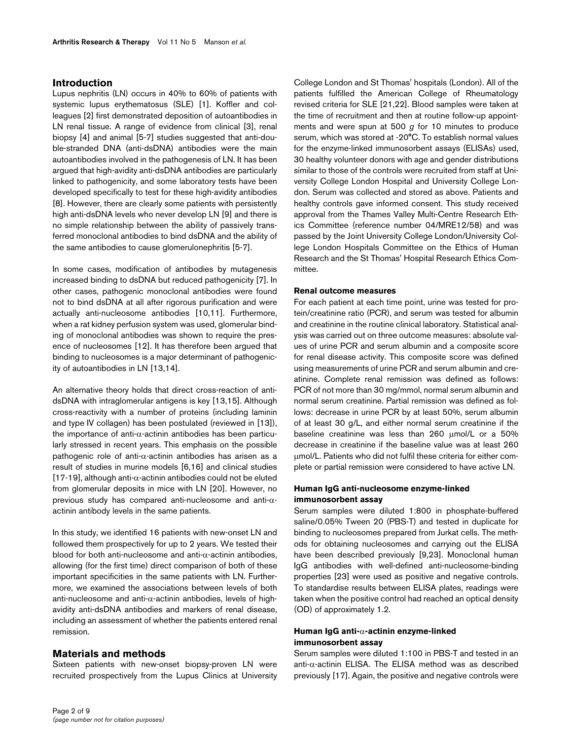## Introduction

Lupus nephritis (LN) occurs in 40% to 60% of patients with systemic lupus erythematosus (SLE) [1]. Koffler and colleagues [2] first demonstrated deposition of autoantibodies in LN renal tissue. A range of evidence from clinical [3], renal biopsy [4] and animal [5-7] studies suggested that anti-double-stranded DNA (anti-dsDNA) antibodies were the main autoantibodies involved in the pathogenesis of LN. It has been argued that high-avidity anti-dsDNA antibodies are particularly linked to pathogenicity, and some laboratory tests have been developed specifically to test for these high-avidity antibodies [8]. However, there are clearly some patients with persistently high anti-dsDNA levels who never develop LN [9] and there is no simple relationship between the ability of passively transferred monoclonal antibodies to bind dsDNA and the ability of the same antibodies to cause glomerulonephritis [5-7].

In some cases, modification of antibodies by mutagenesis increased binding to dsDNA but reduced pathogenicity [7]. In other cases, pathogenic monoclonal antibodies were found not to bind dsDNA at all after rigorous purification and were actually anti-nucleosome antibodies [10,11]. Furthermore, when a rat kidney perfusion system was used, glomerular binding of monoclonal antibodies was shown to require the presence of nucleosomes [12]. It has therefore been argued that binding to nucleosomes is a major determinant of pathogenicity of autoantibodies in LN [13,14].

An alternative theory holds that direct cross-reaction of anti-dsDNA with intraglomerular antigens is key [13,15]. Although cross-reactivity with a number of proteins (including laminin and type IV collagen) has been postulated (reviewed in [13]), the importance of anti-α-actinin antibodies has been particularly stressed in recent years. This emphasis on the possible pathogenic role of anti-α-actinin antibodies has arisen as a result of studies in murine models [6,16] and clinical studies [17-19], although anti-α-actinin antibodies could not be eluted from glomerular deposits in mice with LN [20]. However, no previous study has compared anti-nucleosome and anti-α-actinin antibody levels in the same patients.

In this study, we identified 16 patients with new-onset LN and followed them prospectively for up to 2 years. We tested their blood for both anti-nucleosome and anti-α-actinin antibodies, allowing (for the first time) direct comparison of both of these important specificities in the same patients with LN. Furthermore, we examined the associations between levels of both anti-nucleosome and anti-α-actinin antibodies, levels of high-avidity anti-dsDNA antibodies and markers of renal disease, including an assessment of whether the patients entered renal remission.

## Materials and methods

Sixteen patients with new-onset biopsy-proven LN were recruited prospectively from the Lupus Clinics at University College London and St Thomas' hospitals (London). All of the patients fulfilled the American College of Rheumatology revised criteria for SLE [21,22]. Blood samples were taken at the time of recruitment and then at routine follow-up appointments and were spun at 500 *g* for 10 minutes to produce serum, which was stored at -20°C. To establish normal values for the enzyme-linked immunosorbent assays (ELISAs) used, 30 healthy volunteer donors with age and gender distributions similar to those of the controls were recruited from staff at University College London Hospital and University College London. Serum was collected and stored as above. Patients and healthy controls gave informed consent. This study received approval from the Thames Valley Multi-Centre Research Ethics Committee (reference number 04/MRE12/58) and was passed by the Joint University College London/University College London Hospitals Committee on the Ethics of Human Research and the St Thomas' Hospital Research Ethics Committee.

### Renal outcome measures

For each patient at each time point, urine was tested for protein/creatinine ratio (PCR), and serum was tested for albumin and creatinine in the routine clinical laboratory. Statistical analysis was carried out on three outcome measures: absolute values of urine PCR and serum albumin and a composite score for renal disease activity. This composite score was defined using measurements of urine PCR and serum albumin and creatinine. Complete renal remission was defined as follows: PCR of not more than 30 mg/mmol, normal serum albumin and normal serum creatinine. Partial remission was defined as follows: decrease in urine PCR by at least 50%, serum albumin of at least 30 g/L, and either normal serum creatinine if the baseline creatinine was less than 260 μmol/L or a 50% decrease in creatinine if the baseline value was at least 260 μmol/L. Patients who did not fulfil these criteria for either complete or partial remission were considered to have active LN.

### Human IgG anti-nucleosome enzyme-linked immunosorbent assay

Serum samples were diluted 1:800 in phosphate-buffered saline/0.05% Tween 20 (PBS-T) and tested in duplicate for binding to nucleosomes prepared from Jurkat cells. The methods for obtaining nucleosomes and carrying out the ELISA have been described previously [9,23]. Monoclonal human IgG antibodies with well-defined anti-nucleosome-binding properties [23] were used as positive and negative controls. To standardise results between ELISA plates, readings were taken when the positive control had reached an optical density (OD) of approximately 1.2.

### Human IgG anti-α-actinin enzyme-linked immunosorbent assay

Serum samples were diluted 1:100 in PBS-T and tested in an anti-α-actinin ELISA. The ELISA method was as described previously [17]. Again, the positive and negative controls were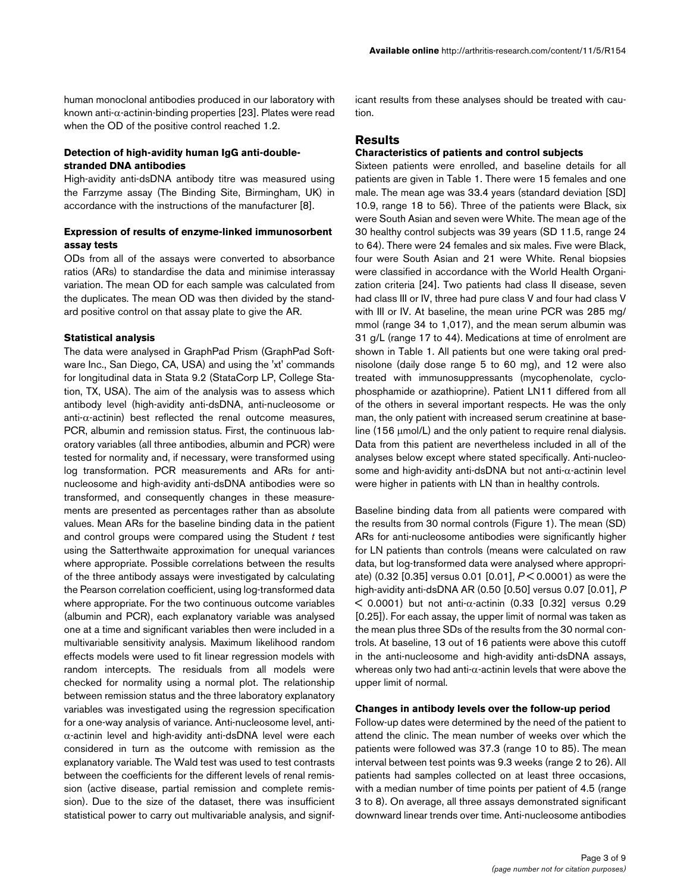human monoclonal antibodies produced in our laboratory with known anti-α-actinin-binding properties [23]. Plates were read when the OD of the positive control reached 1.2.

### Detection of high-avidity human IgG anti-double-stranded DNA antibodies

High-avidity anti-dsDNA antibody titre was measured using the Farrzyme assay (The Binding Site, Birmingham, UK) in accordance with the instructions of the manufacturer [8].

### Expression of results of enzyme-linked immunosorbent assay tests

ODs from all of the assays were converted to absorbance ratios (ARs) to standardise the data and minimise interassay variation. The mean OD for each sample was calculated from the duplicates. The mean OD was then divided by the standard positive control on that assay plate to give the AR.

### Statistical analysis

The data were analysed in GraphPad Prism (GraphPad Software Inc., San Diego, CA, USA) and using the 'xt' commands for longitudinal data in Stata 9.2 (StataCorp LP, College Station, TX, USA). The aim of the analysis was to assess which antibody level (high-avidity anti-dsDNA, anti-nucleosome or anti-α-actinin) best reflected the renal outcome measures, PCR, albumin and remission status. First, the continuous laboratory variables (all three antibodies, albumin and PCR) were tested for normality and, if necessary, were transformed using log transformation. PCR measurements and ARs for anti-nucleosome and high-avidity anti-dsDNA antibodies were so transformed, and consequently changes in these measurements are presented as percentages rather than as absolute values. Mean ARs for the baseline binding data in the patient and control groups were compared using the Student *t* test using the Satterthwaite approximation for unequal variances where appropriate. Possible correlations between the results of the three antibody assays were investigated by calculating the Pearson correlation coefficient, using log-transformed data where appropriate. For the two continuous outcome variables (albumin and PCR), each explanatory variable was analysed one at a time and significant variables then were included in a multivariable sensitivity analysis. Maximum likelihood random effects models were used to fit linear regression models with random intercepts. The residuals from all models were checked for normality using a normal plot. The relationship between remission status and the three laboratory explanatory variables was investigated using the regression specification for a one-way analysis of variance. Anti-nucleosome level, anti-α-actinin level and high-avidity anti-dsDNA level were each considered in turn as the outcome with remission as the explanatory variable. The Wald test was used to test contrasts between the coefficients for the different levels of renal remission (active disease, partial remission and complete remission). Due to the size of the dataset, there was insufficient statistical power to carry out multivariable analysis, and significant results from these analyses should be treated with caution.

## Results

### Characteristics of patients and control subjects

Sixteen patients were enrolled, and baseline details for all patients are given in Table 1. There were 15 females and one male. The mean age was 33.4 years (standard deviation [SD] 10.9, range 18 to 56). Three of the patients were Black, six were South Asian and seven were White. The mean age of the 30 healthy control subjects was 39 years (SD 11.5, range 24 to 64). There were 24 females and six males. Five were Black, four were South Asian and 21 were White. Renal biopsies were classified in accordance with the World Health Organization criteria [24]. Two patients had class II disease, seven had class III or IV, three had pure class V and four had class V with III or IV. At baseline, the mean urine PCR was 285 mg/mmol (range 34 to 1,017), and the mean serum albumin was 31 g/L (range 17 to 44). Medications at time of enrolment are shown in Table 1. All patients but one were taking oral prednisolone (daily dose range 5 to 60 mg), and 12 were also treated with immunosuppressants (mycophenolate, cyclophosphamide or azathioprine). Patient LN11 differed from all of the others in several important respects. He was the only man, the only patient with increased serum creatinine at baseline (156 μmol/L) and the only patient to require renal dialysis. Data from this patient are nevertheless included in all of the analyses below except where stated specifically. Anti-nucleosome and high-avidity anti-dsDNA but not anti-α-actinin level were higher in patients with LN than in healthy controls.

Baseline binding data from all patients were compared with the results from 30 normal controls (Figure 1). The mean (SD) ARs for anti-nucleosome antibodies were significantly higher for LN patients than controls (means were calculated on raw data, but log-transformed data were analysed where appropriate) (0.32 [0.35] versus 0.01 [0.01], $P < 0.0001$) as were the high-avidity anti-dsDNA AR (0.50 [0.50] versus 0.07 [0.01], $P < 0.0001$) but not anti-α-actinin (0.33 [0.32] versus 0.29 [0.25]). For each assay, the upper limit of normal was taken as the mean plus three SDs of the results from the 30 normal controls. At baseline, 13 out of 16 patients were above this cutoff in the anti-nucleosome and high-avidity anti-dsDNA assays, whereas only two had anti-α-actinin levels that were above the upper limit of normal.

### Changes in antibody levels over the follow-up period

Follow-up dates were determined by the need of the patient to attend the clinic. The mean number of weeks over which the patients were followed was 37.3 (range 10 to 85). The mean interval between test points was 9.3 weeks (range 2 to 26). All patients had samples collected on at least three occasions, with a median number of time points per patient of 4.5 (range 3 to 8). On average, all three assays demonstrated significant downward linear trends over time. Anti-nucleosome antibodies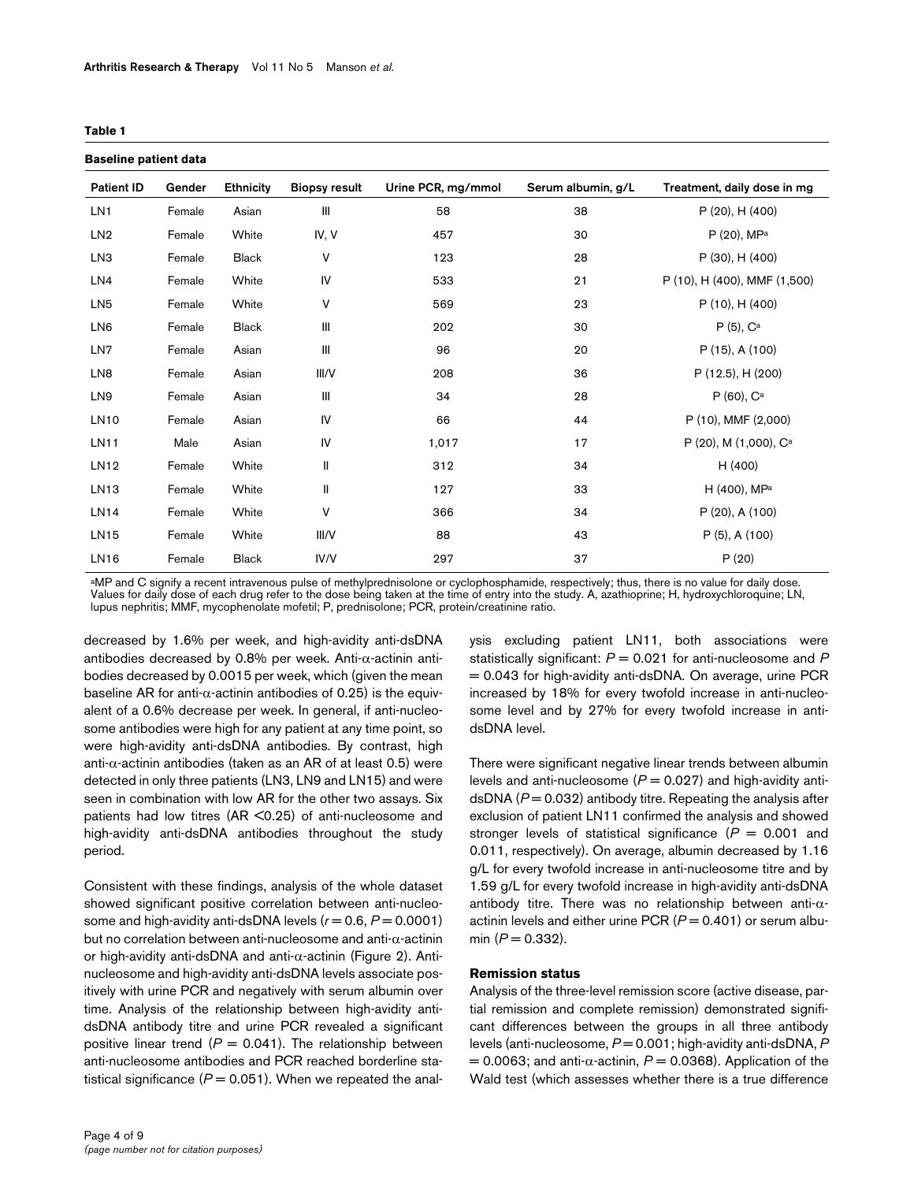**Table 1**

**Baseline patient data**

| Patient ID | Gender | Ethnicity | Biopsy result | Urine PCR, mg/mmol | Serum albumin, g/L | Treatment, daily dose in mg |
|---|---|---|---|---|---|---|
| LN1 | Female | Asian | III | 58 | 38 | P (20), H (400) |
| LN2 | Female | White | IV, V | 457 | 30 | P (20), MP[a] |
| LN3 | Female | Black | V | 123 | 28 | P (30), H (400) |
| LN4 | Female | White | IV | 533 | 21 | P (10), H (400), MMF (1,500) |
| LN5 | Female | White | V | 569 | 23 | P (10), H (400) |
| LN6 | Female | Black | III | 202 | 30 | P (5), C[a] |
| LN7 | Female | Asian | III | 96 | 20 | P (15), A (100) |
| LN8 | Female | Asian | III/V | 208 | 36 | P (12.5), H (200) |
| LN9 | Female | Asian | III | 34 | 28 | P (60), C[a] |
| LN10 | Female | Asian | IV | 66 | 44 | P (10), MMF (2,000) |
| LN11 | Male | Asian | IV | 1,017 | 17 | P (20), M (1,000), C[a] |
| LN12 | Female | White | II | 312 | 34 | H (400) |
| LN13 | Female | White | II | 127 | 33 | H (400), MP[a] |
| LN14 | Female | White | V | 366 | 34 | P (20), A (100) |
| LN15 | Female | White | III/V | 88 | 43 | P (5), A (100) |
| LN16 | Female | Black | IV/V | 297 | 37 | P (20) |

[a]MP and C signify a recent intravenous pulse of methylprednisolone or cyclophosphamide, respectively; thus, there is no value for daily dose. Values for daily dose of each drug refer to the dose being taken at the time of entry into the study. A, azathioprine; H, hydroxychloroquine; LN, lupus nephritis; MMF, mycophenolate mofetil; P, prednisolone; PCR, protein/creatinine ratio.

decreased by 1.6% per week, and high-avidity anti-dsDNA antibodies decreased by 0.8% per week. Anti-α-actinin antibodies decreased by 0.0015 per week, which (given the mean baseline AR for anti-α-actinin antibodies of 0.25) is the equivalent of a 0.6% decrease per week. In general, if anti-nucleosome antibodies were high for any patient at any time point, so were high-avidity anti-dsDNA antibodies. By contrast, high anti-α-actinin antibodies (taken as an AR of at least 0.5) were detected in only three patients (LN3, LN9 and LN15) and were seen in combination with low AR for the other two assays. Six patients had low titres (AR <0.25) of anti-nucleosome and high-avidity anti-dsDNA antibodies throughout the study period.

Consistent with these findings, analysis of the whole dataset showed significant positive correlation between anti-nucleosome and high-avidity anti-dsDNA levels ($r = 0.6$, $P = 0.0001$) but no correlation between anti-nucleosome and anti-α-actinin or high-avidity anti-dsDNA and anti-α-actinin (Figure 2). Anti-nucleosome and high-avidity anti-dsDNA levels associate positively with urine PCR and negatively with serum albumin over time. Analysis of the relationship between high-avidity anti-dsDNA antibody titre and urine PCR revealed a significant positive linear trend ($P = 0.041$). The relationship between anti-nucleosome antibodies and PCR reached borderline statistical significance ($P = 0.051$). When we repeated the analysis excluding patient LN11, both associations were statistically significant: $P = 0.021$ for anti-nucleosome and $P = 0.043$ for high-avidity anti-dsDNA. On average, urine PCR increased by 18% for every twofold increase in anti-nucleosome level and by 27% for every twofold increase in anti-dsDNA level.

There were significant negative linear trends between albumin levels and anti-nucleosome ($P = 0.027$) and high-avidity anti-dsDNA ($P = 0.032$) antibody titre. Repeating the analysis after exclusion of patient LN11 confirmed the analysis and showed stronger levels of statistical significance ($P = 0.001$ and 0.011, respectively). On average, albumin decreased by 1.16 g/L for every twofold increase in anti-nucleosome titre and by 1.59 g/L for every twofold increase in high-avidity anti-dsDNA antibody titre. There was no relationship between anti-α-actinin levels and either urine PCR ($P = 0.401$) or serum albumin ($P = 0.332$).

### Remission status

Analysis of the three-level remission score (active disease, partial remission and complete remission) demonstrated significant differences between the groups in all three antibody levels (anti-nucleosome, $P = 0.001$; high-avidity anti-dsDNA, $P = 0.0063$; and anti-α-actinin, $P = 0.0368$). Application of the Wald test (which assesses whether there is a true difference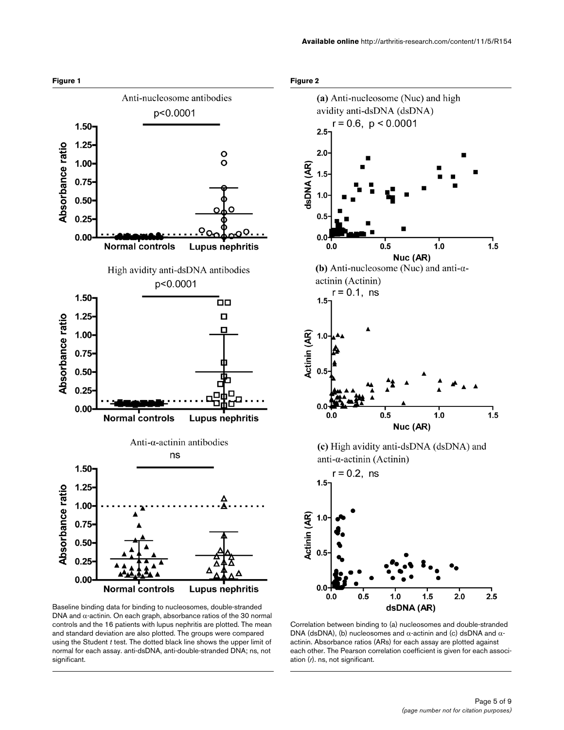**Figure 1**

Baseline binding data for binding to nucleosomes, double-stranded DNA and α-actinin. On each graph, absorbance ratios of the 30 normal controls and the 16 patients with lupus nephritis are plotted. The mean and standard deviation are also plotted. The groups were compared using the Student *t* test. The dotted black line shows the upper limit of normal for each assay. anti-dsDNA, anti-double-stranded DNA; ns, not significant.

**Figure 2**

Correlation between binding to (a) nucleosomes and double-stranded DNA (dsDNA), (b) nucleosomes and α-actinin and (c) dsDNA and α-actinin. Absorbance ratios (ARs) for each assay are plotted against each other. The Pearson correlation coefficient is given for each association ($r$). ns, not significant.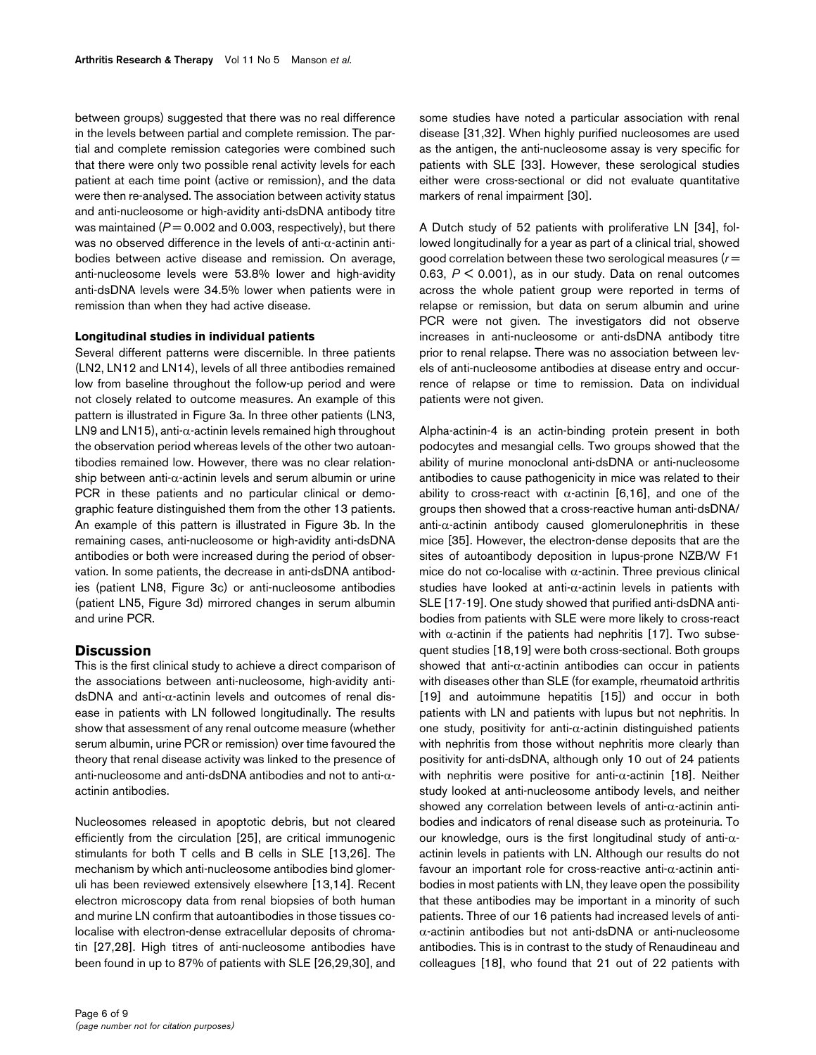between groups) suggested that there was no real difference in the levels between partial and complete remission. The partial and complete remission categories were combined such that there were only two possible renal activity levels for each patient at each time point (active or remission), and the data were then re-analysed. The association between activity status and anti-nucleosome or high-avidity anti-dsDNA antibody titre was maintained ($P = 0.002$ and 0.003, respectively), but there was no observed difference in the levels of anti-α-actinin antibodies between active disease and remission. On average, anti-nucleosome levels were 53.8% lower and high-avidity anti-dsDNA levels were 34.5% lower when patients were in remission than when they had active disease.

#### Longitudinal studies in individual patients

Several different patterns were discernible. In three patients (LN2, LN12 and LN14), levels of all three antibodies remained low from baseline throughout the follow-up period and were not closely related to outcome measures. An example of this pattern is illustrated in Figure 3a. In three other patients (LN3, LN9 and LN15), anti-α-actinin levels remained high throughout the observation period whereas levels of the other two autoantibodies remained low. However, there was no clear relationship between anti-α-actinin levels and serum albumin or urine PCR in these patients and no particular clinical or demographic feature distinguished them from the other 13 patients. An example of this pattern is illustrated in Figure 3b. In the remaining cases, anti-nucleosome or high-avidity anti-dsDNA antibodies or both were increased during the period of observation. In some patients, the decrease in anti-dsDNA antibodies (patient LN8, Figure 3c) or anti-nucleosome antibodies (patient LN5, Figure 3d) mirrored changes in serum albumin and urine PCR.

## Discussion

This is the first clinical study to achieve a direct comparison of the associations between anti-nucleosome, high-avidity anti-dsDNA and anti-α-actinin levels and outcomes of renal disease in patients with LN followed longitudinally. The results show that assessment of any renal outcome measure (whether serum albumin, urine PCR or remission) over time favoured the theory that renal disease activity was linked to the presence of anti-nucleosome and anti-dsDNA antibodies and not to anti-α-actinin antibodies.

Nucleosomes released in apoptotic debris, but not cleared efficiently from the circulation [25], are critical immunogenic stimulants for both T cells and B cells in SLE [13,26]. The mechanism by which anti-nucleosome antibodies bind glomeruli has been reviewed extensively elsewhere [13,14]. Recent electron microscopy data from renal biopsies of both human and murine LN confirm that autoantibodies in those tissues co-localise with electron-dense extracellular deposits of chromatin [27,28]. High titres of anti-nucleosome antibodies have been found in up to 87% of patients with SLE [26,29,30], and some studies have noted a particular association with renal disease [31,32]. When highly purified nucleosomes are used as the antigen, the anti-nucleosome assay is very specific for patients with SLE [33]. However, these serological studies either were cross-sectional or did not evaluate quantitative markers of renal impairment [30].

A Dutch study of 52 patients with proliferative LN [34], followed longitudinally for a year as part of a clinical trial, showed good correlation between these two serological measures ($r = 0.63$, $P < 0.001$), as in our study. Data on renal outcomes across the whole patient group were reported in terms of relapse or remission, but data on serum albumin and urine PCR were not given. The investigators did not observe increases in anti-nucleosome or anti-dsDNA antibody titre prior to renal relapse. There was no association between levels of anti-nucleosome antibodies at disease entry and occurrence of relapse or time to remission. Data on individual patients were not given.

Alpha-actinin-4 is an actin-binding protein present in both podocytes and mesangial cells. Two groups showed that the ability of murine monoclonal anti-dsDNA or anti-nucleosome antibodies to cause pathogenicity in mice was related to their ability to cross-react with α-actinin [6,16], and one of the groups then showed that a cross-reactive human anti-dsDNA/anti-α-actinin antibody caused glomerulonephritis in these mice [35]. However, the electron-dense deposits that are the sites of autoantibody deposition in lupus-prone NZB/W F1 mice do not co-localise with α-actinin. Three previous clinical studies have looked at anti-α-actinin levels in patients with SLE [17-19]. One study showed that purified anti-dsDNA antibodies from patients with SLE were more likely to cross-react with α-actinin if the patients had nephritis [17]. Two subsequent studies [18,19] were both cross-sectional. Both groups showed that anti-α-actinin antibodies can occur in patients with diseases other than SLE (for example, rheumatoid arthritis [19] and autoimmune hepatitis [15]) and occur in both patients with LN and patients with lupus but not nephritis. In one study, positivity for anti-α-actinin distinguished patients with nephritis from those without nephritis more clearly than positivity for anti-dsDNA, although only 10 out of 24 patients with nephritis were positive for anti-α-actinin [18]. Neither study looked at anti-nucleosome antibody levels, and neither showed any correlation between levels of anti-α-actinin antibodies and indicators of renal disease such as proteinuria. To our knowledge, ours is the first longitudinal study of anti-α-actinin levels in patients with LN. Although our results do not favour an important role for cross-reactive anti-α-actinin antibodies in most patients with LN, they leave open the possibility that these antibodies may be important in a minority of such patients. Three of our 16 patients had increased levels of anti-α-actinin antibodies but not anti-dsDNA or anti-nucleosome antibodies. This is in contrast to the study of Renaudineau and colleagues [18], who found that 21 out of 22 patients with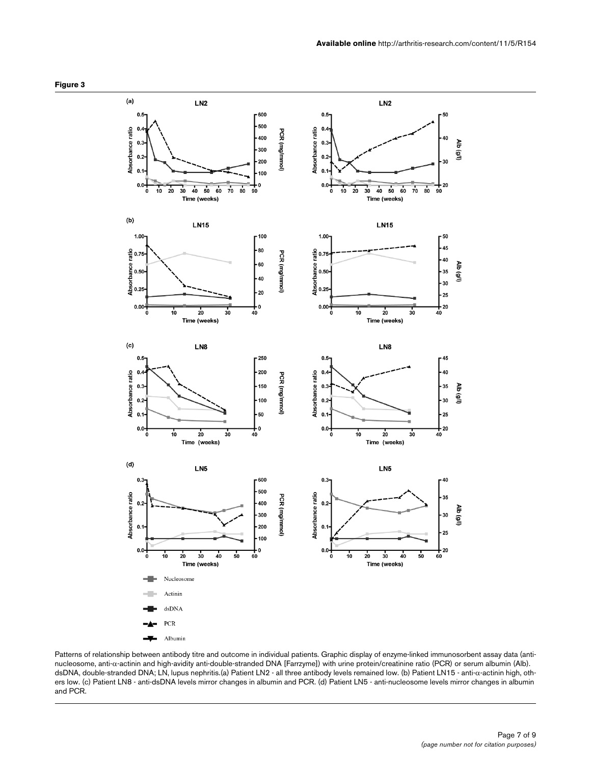**Figure 3**

Patterns of relationship between antibody titre and outcome in individual patients. Graphic display of enzyme-linked immunosorbent assay data (anti-nucleosome, anti-α-actinin and high-avidity anti-double-stranded DNA [Farrzyme]) with urine protein/creatinine ratio (PCR) or serum albumin (Alb). dsDNA, double-stranded DNA; LN, lupus nephritis.(a) Patient LN2 - all three antibody levels remained low. (b) Patient LN15 - anti-α-actinin high, others low. (c) Patient LN8 - anti-dsDNA levels mirror changes in albumin and PCR. (d) Patient LN5 - anti-nucleosome levels mirror changes in albumin and PCR.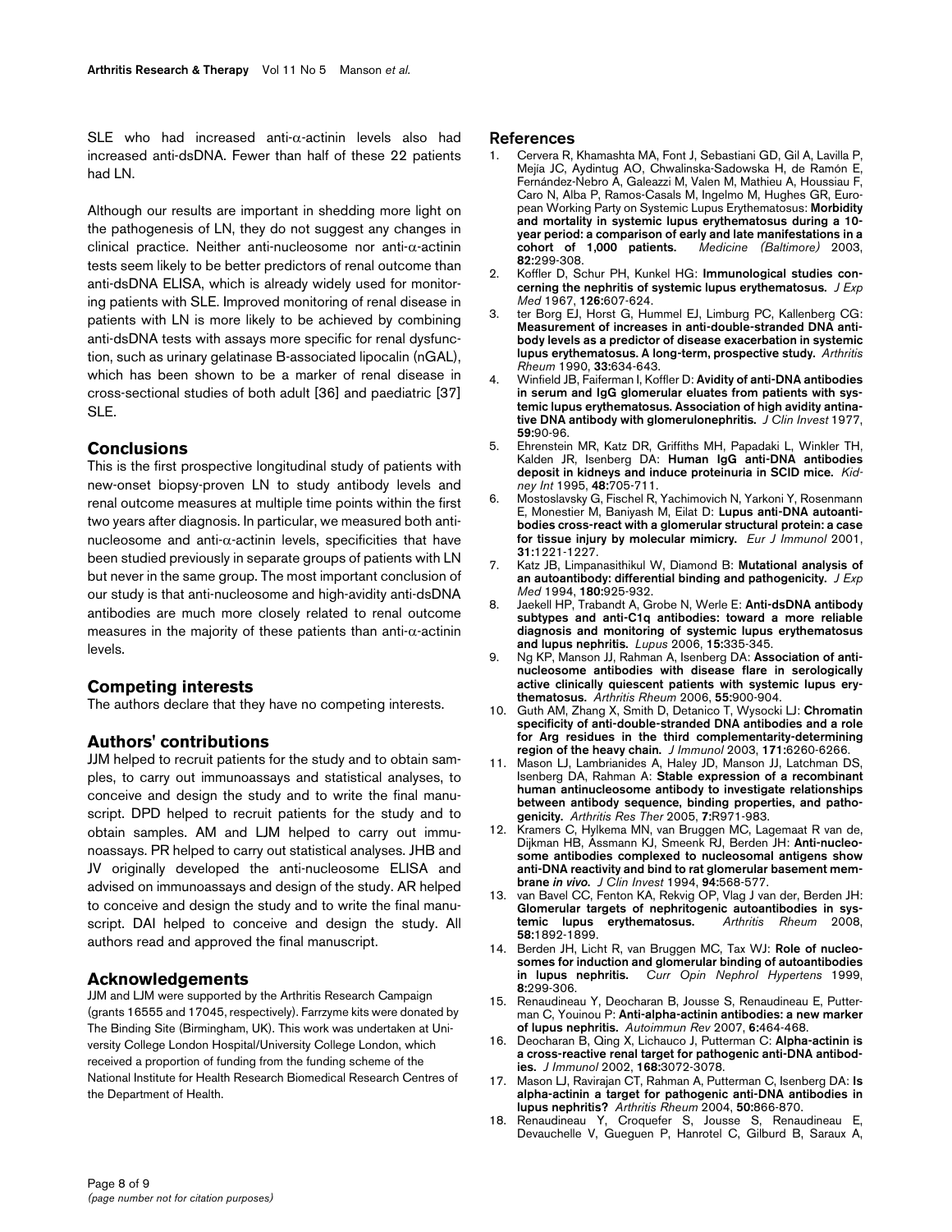SLE who had increased anti-α-actinin levels also had increased anti-dsDNA. Fewer than half of these 22 patients had LN.

Although our results are important in shedding more light on the pathogenesis of LN, they do not suggest any changes in clinical practice. Neither anti-nucleosome nor anti-α-actinin tests seem likely to be better predictors of renal outcome than anti-dsDNA ELISA, which is already widely used for monitoring patients with SLE. Improved monitoring of renal disease in patients with LN is more likely to be achieved by combining anti-dsDNA tests with assays more specific for renal dysfunction, such as urinary gelatinase B-associated lipocalin (nGAL), which has been shown to be a marker of renal disease in cross-sectional studies of both adult [36] and paediatric [37] SLE.

## Conclusions

This is the first prospective longitudinal study of patients with new-onset biopsy-proven LN to study antibody levels and renal outcome measures at multiple time points within the first two years after diagnosis. In particular, we measured both anti-nucleosome and anti-α-actinin levels, specificities that have been studied previously in separate groups of patients with LN but never in the same group. The most important conclusion of our study is that anti-nucleosome and high-avidity anti-dsDNA antibodies are much more closely related to renal outcome measures in the majority of these patients than anti-α-actinin levels.

## Competing interests

The authors declare that they have no competing interests.

## Authors' contributions

JJM helped to recruit patients for the study and to obtain samples, to carry out immunoassays and statistical analyses, to conceive and design the study and to write the final manuscript. DPD helped to recruit patients for the study and to obtain samples. AM and LJM helped to carry out immunoassays. PR helped to carry out statistical analyses. JHB and JV originally developed the anti-nucleosome ELISA and advised on immunoassays and design of the study. AR helped to conceive and design the study and to write the final manuscript. DAI helped to conceive and design the study. All authors read and approved the final manuscript.

## Acknowledgements

JJM and LJM were supported by the Arthritis Research Campaign (grants 16555 and 17045, respectively). Farrzyme kits were donated by The Binding Site (Birmingham, UK). This work was undertaken at University College London Hospital/University College London, which received a proportion of funding from the funding scheme of the National Institute for Health Research Biomedical Research Centres of the Department of Health.

## References

1. Cervera R, Khamashta MA, Font J, Sebastiani GD, Gil A, Lavilla P, Mejía JC, Aydintug AO, Chwalinska-Sadowska H, de Ramón E, Fernández-Nebro A, Galeazzi M, Valen M, Mathieu A, Houssiau F, Caro N, Alba P, Ramos-Casals M, Ingelmo M, Hughes GR, European Working Party on Systemic Lupus Erythematosus: **Morbidity and mortality in systemic lupus erythematosus during a 10-year period: a comparison of early and late manifestations in a cohort of 1,000 patients.** *Medicine (Baltimore)* 2003, **82:**299-308.
2. Koffler D, Schur PH, Kunkel HG: **Immunological studies concerning the nephritis of systemic lupus erythematosus.** *J Exp Med* 1967, **126:**607-624.
3. ter Borg EJ, Horst G, Hummel EJ, Limburg PC, Kallenberg CG: **Measurement of increases in anti-double-stranded DNA antibody levels as a predictor of disease exacerbation in systemic lupus erythematosus. A long-term, prospective study.** *Arthritis Rheum* 1990, **33:**634-643.
4. Winfield JB, Faiferman I, Koffler D: **Avidity of anti-DNA antibodies in serum and IgG glomerular eluates from patients with systemic lupus erythematosus. Association of high avidity antinative DNA antibody with glomerulonephritis.** *J Clin Invest* 1977, **59:**90-96.
5. Ehrenstein MR, Katz DR, Griffiths MH, Papadaki L, Winkler TH, Kalden JR, Isenberg DA: **Human IgG anti-DNA antibodies deposit in kidneys and induce proteinuria in SCID mice.** *Kidney Int* 1995, **48:**705-711.
6. Mostoslavsky G, Fischel R, Yachimovich N, Yarkoni Y, Rosenmann E, Monestier M, Baniyash M, Eilat D: **Lupus anti-DNA autoantibodies cross-react with a glomerular structural protein: a case for tissue injury by molecular mimicry.** *Eur J Immunol* 2001, **31:**1221-1227.
7. Katz JB, Limpanasithikul W, Diamond B: **Mutational analysis of an autoantibody: differential binding and pathogenicity.** *J Exp Med* 1994, **180:**925-932.
8. Jaekell HP, Trabandt A, Grobe N, Werle E: **Anti-dsDNA antibody subtypes and anti-C1q antibodies: toward a more reliable diagnosis and monitoring of systemic lupus erythematosus and lupus nephritis.** *Lupus* 2006, **15:**335-345.
9. Ng KP, Manson JJ, Rahman A, Isenberg DA: **Association of anti-nucleosome antibodies with disease flare in serologically active clinically quiescent patients with systemic lupus erythematosus.** *Arthritis Rheum* 2006, **55:**900-904.
10. Guth AM, Zhang X, Smith D, Detanico T, Wysocki LJ: **Chromatin specificity of anti-double-stranded DNA antibodies and a role for Arg residues in the third complementarity-determining region of the heavy chain.** *J Immunol* 2003, **171:**6260-6266.
11. Mason LJ, Lambrianides A, Haley JD, Manson JJ, Latchman DS, Isenberg DA, Rahman A: **Stable expression of a recombinant human antinucleosome antibody to investigate relationships between antibody sequence, binding properties, and pathogenicity.** *Arthritis Res Ther* 2005, **7:**R971-983.
12. Kramers C, Hylkema MN, van Bruggen MC, Lagemaat R van de, Dijkman HB, Assmann KJ, Smeenk RJ, Berden JH: **Anti-nucleosome antibodies complexed to nucleosomal antigens show anti-DNA reactivity and bind to rat glomerular basement membrane *in vivo*.** *J Clin Invest* 1994, **94:**568-577.
13. van Bavel CC, Fenton KA, Rekvig OP, Vlag J van der, Berden JH: **Glomerular targets of nephritogenic autoantibodies in systemic lupus erythematosus.** *Arthritis Rheum* 2008, **58:**1892-1899.
14. Berden JH, Licht R, van Bruggen MC, Tax WJ: **Role of nucleosomes for induction and glomerular binding of autoantibodies in lupus nephritis.** *Curr Opin Nephrol Hypertens* 1999, **8:**299-306.
15. Renaudineau Y, Deocharan B, Jousse S, Renaudineau E, Putterman C, Youinou P: **Anti-alpha-actinin antibodies: a new marker of lupus nephritis.** *Autoimmun Rev* 2007, **6:**464-468.
16. Deocharan B, Qing X, Lichauco J, Putterman C: **Alpha-actinin is a cross-reactive renal target for pathogenic anti-DNA antibodies.** *J Immunol* 2002, **168:**3072-3078.
17. Mason LJ, Ravirajan CT, Rahman A, Putterman C, Isenberg DA: **Is alpha-actinin a target for pathogenic anti-DNA antibodies in lupus nephritis?** *Arthritis Rheum* 2004, **50:**866-870.
18. Renaudineau Y, Croquefer S, Jousse S, Renaudineau E, Devauchelle V, Gueguen P, Hanrotel C, Gilburd B, Saraux A,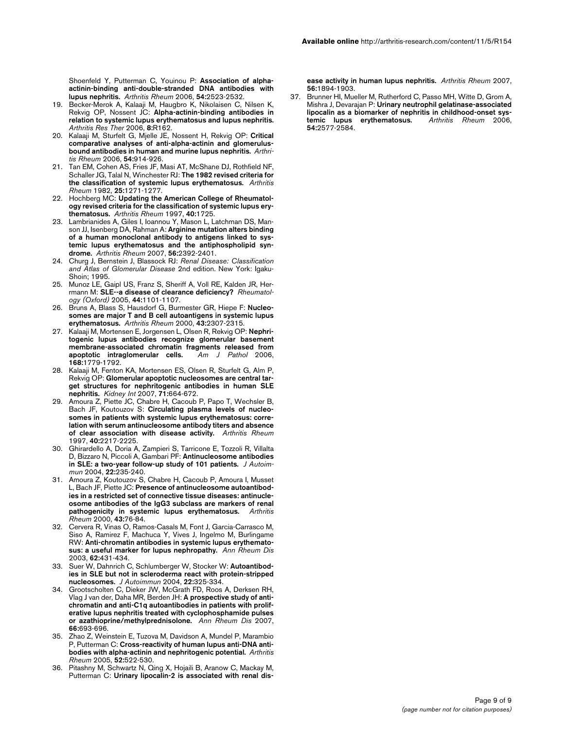Shoenfeld Y, Putterman C, Youinou P: **Association of alpha-actinin-binding anti-double-stranded DNA antibodies with lupus nephritis.** *Arthritis Rheum* 2006, **54:**2523-2532.

19. Becker-Merok A, Kalaaji M, Haugbro K, Nikolaisen C, Nilsen K, Rekvig OP, Nossent JC: **Alpha-actinin-binding antibodies in relation to systemic lupus erythematosus and lupus nephritis.** *Arthritis Res Ther* 2006, **8:**R162.
20. Kalaaji M, Sturfelt G, Mjelle JE, Nossent H, Rekvig OP: **Critical comparative analyses of anti-alpha-actinin and glomerulus-bound antibodies in human and murine lupus nephritis.** *Arthritis Rheum* 2006, **54:**914-926.
21. Tan EM, Cohen AS, Fries JF, Masi AT, McShane DJ, Rothfield NF, Schaller JG, Talal N, Winchester RJ: **The 1982 revised criteria for the classification of systemic lupus erythematosus.** *Arthritis Rheum* 1982, **25:**1271-1277.
22. Hochberg MC: **Updating the American College of Rheumatology revised criteria for the classification of systemic lupus erythematosus.** *Arthritis Rheum* 1997, **40:**1725.
23. Lambrianides A, Giles I, Ioannou Y, Mason L, Latchman DS, Manson JJ, Isenberg DA, Rahman A: **Arginine mutation alters binding of a human monoclonal antibody to antigens linked to systemic lupus erythematosus and the antiphospholipid syndrome.** *Arthritis Rheum* 2007, **56:**2392-2401.
24. Churg J, Bernstein J, Blassock RJ: *Renal Disease: Classification and Atlas of Glomerular Disease* 2nd edition. New York: Igaku-Shoin; 1995.
25. Munoz LE, Gaipl US, Franz S, Sheriff A, Voll RE, Kalden JR, Herrmann M: **SLE--a disease of clearance deficiency?** *Rheumatology (Oxford)* 2005, **44:**1101-1107.
26. Bruns A, Blass S, Hausdorf G, Burmester GR, Hiepe F: **Nucleosomes are major T and B cell autoantigens in systemic lupus erythematosus.** *Arthritis Rheum* 2000, **43:**2307-2315.
27. Kalaaji M, Mortensen E, Jorgensen L, Olsen R, Rekvig OP: **Nephritogenic lupus antibodies recognize glomerular basement membrane-associated chromatin fragments released from apoptotic intraglomerular cells.** *Am J Pathol* 2006, **168:**1779-1792.
28. Kalaaji M, Fenton KA, Mortensen ES, Olsen R, Sturfelt G, Alm P, Rekvig OP: **Glomerular apoptotic nucleosomes are central target structures for nephritogenic antibodies in human SLE nephritis.** *Kidney Int* 2007, **71:**664-672.
29. Amoura Z, Piette JC, Chabre H, Cacoub P, Papo T, Wechsler B, Bach JF, Koutouzov S: **Circulating plasma levels of nucleosomes in patients with systemic lupus erythematosus: correlation with serum antinucleosome antibody titers and absence of clear association with disease activity.** *Arthritis Rheum* 1997, **40:**2217-2225.
30. Ghirardello A, Doria A, Zampieri S, Tarricone E, Tozzoli R, Villalta D, Bizzaro N, Piccoli A, Gambari PF: **Antinucleosome antibodies in SLE: a two-year follow-up study of 101 patients.** *J Autoimmun* 2004, **22:**235-240.
31. Amoura Z, Koutouzov S, Chabre H, Cacoub P, Amoura I, Musset L, Bach JF, Piette JC: **Presence of antinucleosome autoantibodies in a restricted set of connective tissue diseases: antinucleosome antibodies of the IgG3 subclass are markers of renal pathogenicity in systemic lupus erythematosus.** *Arthritis Rheum* 2000, **43:**76-84.
32. Cervera R, Vinas O, Ramos-Casals M, Font J, Garcia-Carrasco M, Siso A, Ramirez F, Machuca Y, Vives J, Ingelmo M, Burlingame RW: **Anti-chromatin antibodies in systemic lupus erythematosus: a useful marker for lupus nephropathy.** *Ann Rheum Dis* 2003, **62:**431-434.
33. Suer W, Dahnrich C, Schlumberger W, Stocker W: **Autoantibodies in SLE but not in scleroderma react with protein-stripped nucleosomes.** *J Autoimmun* 2004, **22:**325-334.
34. Grootscholten C, Dieker JW, McGrath FD, Roos A, Derksen RH, Vlag J van der, Daha MR, Berden JH: **A prospective study of anti-chromatin and anti-C1q autoantibodies in patients with proliferative lupus nephritis treated with cyclophosphamide pulses or azathioprine/methylprednisolone.** *Ann Rheum Dis* 2007, **66:**693-696.
35. Zhao Z, Weinstein E, Tuzova M, Davidson A, Mundel P, Marambio P, Putterman C: **Cross-reactivity of human lupus anti-DNA antibodies with alpha-actinin and nephritogenic potential.** *Arthritis Rheum* 2005, **52:**522-530.
36. Pitashny M, Schwartz N, Qing X, Hojaili B, Aranow C, Mackay M, Putterman C: **Urinary lipocalin-2 is associated with renal disease activity in human lupus nephritis.** *Arthritis Rheum* 2007, **56:**1894-1903.
37. Brunner HI, Mueller M, Rutherford C, Passo MH, Witte D, Grom A, Mishra J, Devarajan P: **Urinary neutrophil gelatinase-associated lipocalin as a biomarker of nephritis in childhood-onset systemic lupus erythematosus.** *Arthritis Rheum* 2006, **54:**2577-2584.